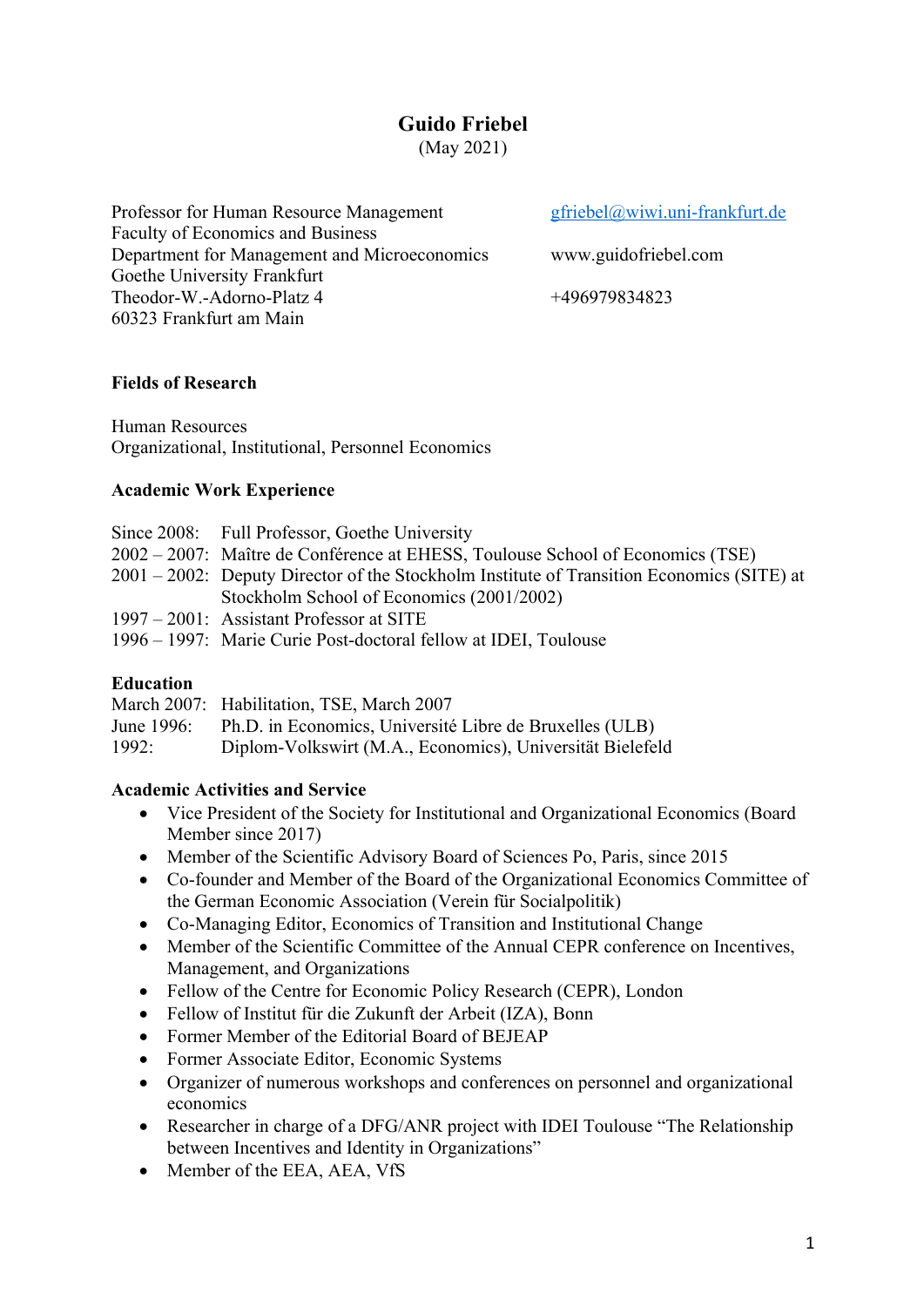# Guido Friebel

(May 2021)

Professor for Human Resource Management
Faculty of Economics and Business
Department for Management and Microeconomics
Goethe University Frankfurt
Theodor-W.-Adorno-Platz 4
60323 Frankfurt am Main

gfriebel@wiwi.uni-frankfurt.de

www.guidofriebel.com

+496979834823

**Fields of Research**

Human Resources
Organizational, Institutional, Personnel Economics

**Academic Work Experience**

Since 2008: Full Professor, Goethe University
2002 – 2007: Maître de Conférence at EHESS, Toulouse School of Economics (TSE)
2001 – 2002: Deputy Director of the Stockholm Institute of Transition Economics (SITE) at Stockholm School of Economics (2001/2002)
1997 – 2001: Assistant Professor at SITE
1996 – 1997: Marie Curie Post-doctoral fellow at IDEI, Toulouse

**Education**

March 2007: Habilitation, TSE, March 2007
June 1996: Ph.D. in Economics, Université Libre de Bruxelles (ULB)
1992: Diplom-Volkswirt (M.A., Economics), Universität Bielefeld

**Academic Activities and Service**

- Vice President of the Society for Institutional and Organizational Economics (Board Member since 2017)
- Member of the Scientific Advisory Board of Sciences Po, Paris, since 2015
- Co-founder and Member of the Board of the Organizational Economics Committee of the German Economic Association (Verein für Socialpolitik)
- Co-Managing Editor, Economics of Transition and Institutional Change
- Member of the Scientific Committee of the Annual CEPR conference on Incentives, Management, and Organizations
- Fellow of the Centre for Economic Policy Research (CEPR), London
- Fellow of Institut für die Zukunft der Arbeit (IZA), Bonn
- Former Member of the Editorial Board of BEJEAP
- Former Associate Editor, Economic Systems
- Organizer of numerous workshops and conferences on personnel and organizational economics
- Researcher in charge of a DFG/ANR project with IDEI Toulouse "The Relationship between Incentives and Identity in Organizations"
- Member of the EEA, AEA, VfS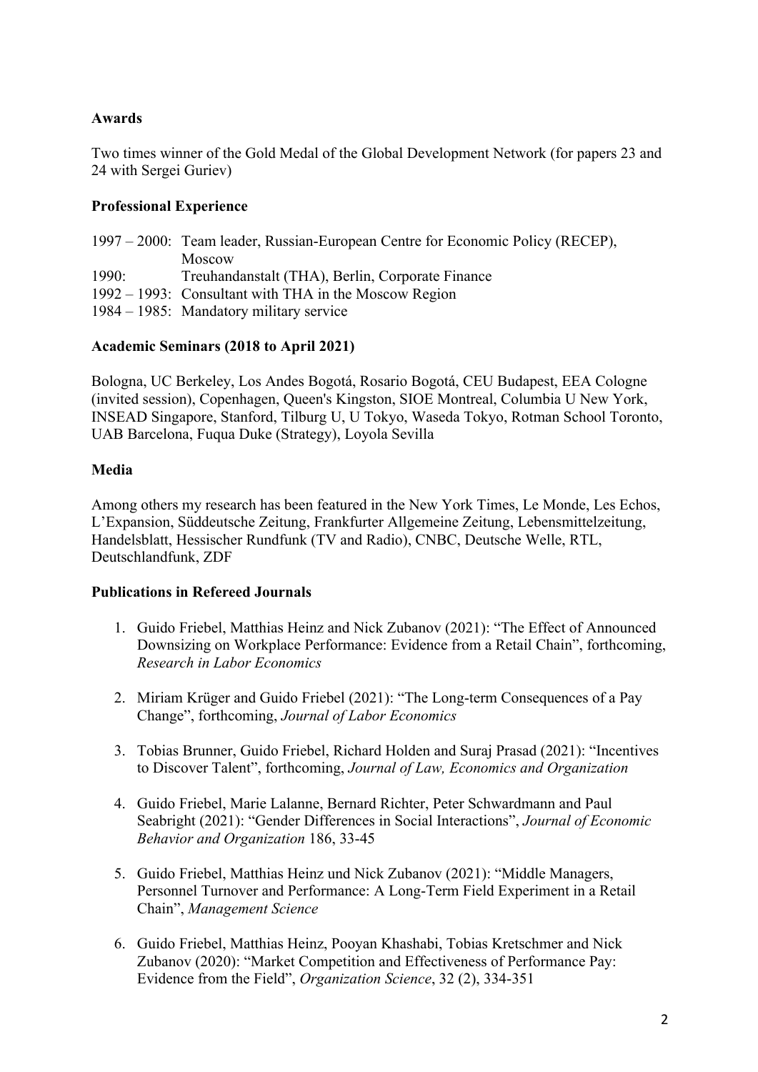**Awards**

Two times winner of the Gold Medal of the Global Development Network (for papers 23 and 24 with Sergei Guriev)

**Professional Experience**

1997 – 2000: Team leader, Russian-European Centre for Economic Policy (RECEP), Moscow
1990: Treuhandanstalt (THA), Berlin, Corporate Finance
1992 – 1993: Consultant with THA in the Moscow Region
1984 – 1985: Mandatory military service

**Academic Seminars (2018 to April 2021)**

Bologna, UC Berkeley, Los Andes Bogotá, Rosario Bogotá, CEU Budapest, EEA Cologne (invited session), Copenhagen, Queen's Kingston, SIOE Montreal, Columbia U New York, INSEAD Singapore, Stanford, Tilburg U, U Tokyo, Waseda Tokyo, Rotman School Toronto, UAB Barcelona, Fuqua Duke (Strategy), Loyola Sevilla

**Media**

Among others my research has been featured in the New York Times, Le Monde, Les Echos, L'Expansion, Süddeutsche Zeitung, Frankfurter Allgemeine Zeitung, Lebensmittelzeitung, Handelsblatt, Hessischer Rundfunk (TV and Radio), CNBC, Deutsche Welle, RTL, Deutschlandfunk, ZDF

**Publications in Refereed Journals**

1. Guido Friebel, Matthias Heinz and Nick Zubanov (2021): "The Effect of Announced Downsizing on Workplace Performance: Evidence from a Retail Chain", forthcoming, *Research in Labor Economics*

2. Miriam Krüger and Guido Friebel (2021): "The Long-term Consequences of a Pay Change", forthcoming, *Journal of Labor Economics*

3. Tobias Brunner, Guido Friebel, Richard Holden and Suraj Prasad (2021): "Incentives to Discover Talent", forthcoming, *Journal of Law, Economics and Organization*

4. Guido Friebel, Marie Lalanne, Bernard Richter, Peter Schwardmann and Paul Seabright (2021): "Gender Differences in Social Interactions", *Journal of Economic Behavior and Organization* 186, 33-45

5. Guido Friebel, Matthias Heinz und Nick Zubanov (2021): "Middle Managers, Personnel Turnover and Performance: A Long-Term Field Experiment in a Retail Chain", *Management Science*

6. Guido Friebel, Matthias Heinz, Pooyan Khashabi, Tobias Kretschmer and Nick Zubanov (2020): "Market Competition and Effectiveness of Performance Pay: Evidence from the Field", *Organization Science*, 32 (2), 334-351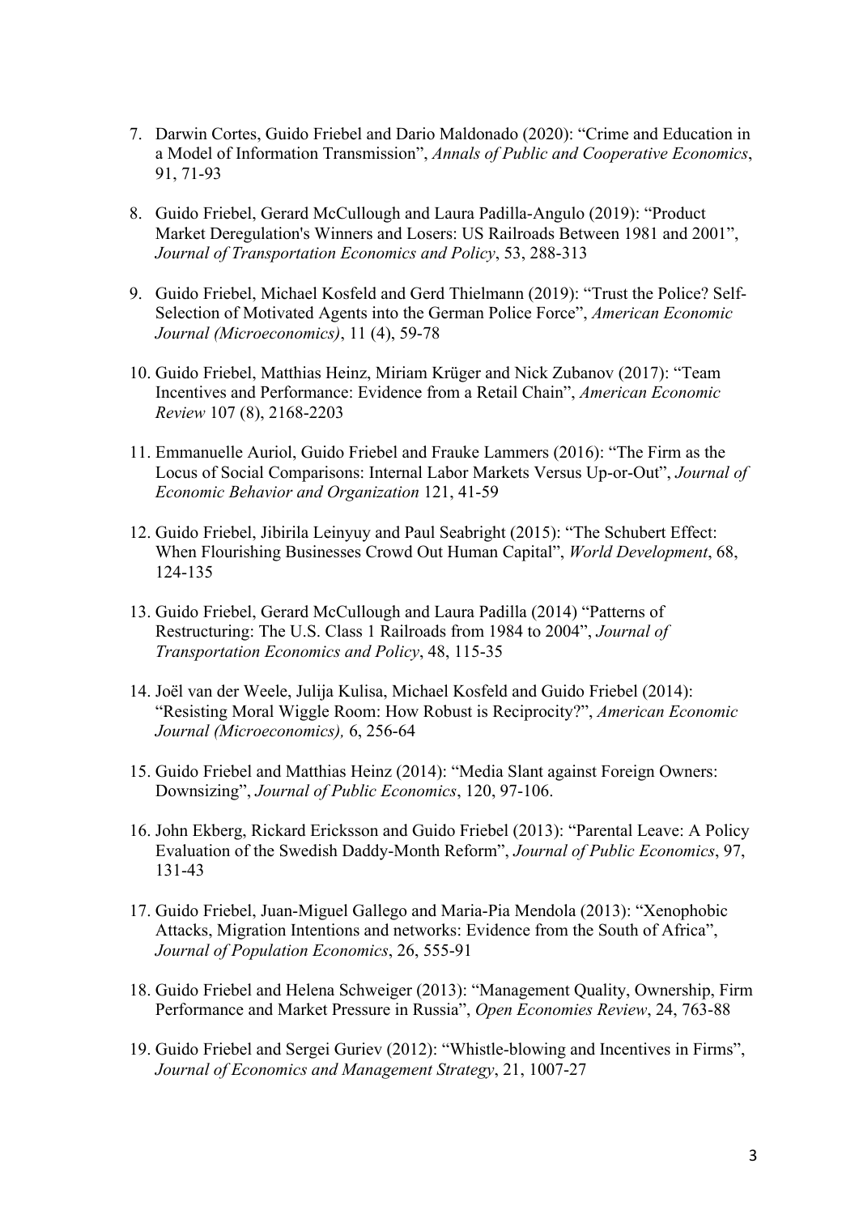7. Darwin Cortes, Guido Friebel and Dario Maldonado (2020): "Crime and Education in a Model of Information Transmission", *Annals of Public and Cooperative Economics*, 91, 71-93

8. Guido Friebel, Gerard McCullough and Laura Padilla-Angulo (2019): "Product Market Deregulation's Winners and Losers: US Railroads Between 1981 and 2001", *Journal of Transportation Economics and Policy*, 53, 288-313

9. Guido Friebel, Michael Kosfeld and Gerd Thielmann (2019): "Trust the Police? Self-Selection of Motivated Agents into the German Police Force", *American Economic Journal (Microeconomics)*, 11 (4), 59-78

10. Guido Friebel, Matthias Heinz, Miriam Krüger and Nick Zubanov (2017): "Team Incentives and Performance: Evidence from a Retail Chain", *American Economic Review* 107 (8), 2168-2203

11. Emmanuelle Auriol, Guido Friebel and Frauke Lammers (2016): "The Firm as the Locus of Social Comparisons: Internal Labor Markets Versus Up-or-Out", *Journal of Economic Behavior and Organization* 121, 41-59

12. Guido Friebel, Jibirila Leinyuy and Paul Seabright (2015): "The Schubert Effect: When Flourishing Businesses Crowd Out Human Capital", *World Development*, 68, 124-135

13. Guido Friebel, Gerard McCullough and Laura Padilla (2014) "Patterns of Restructuring: The U.S. Class 1 Railroads from 1984 to 2004", *Journal of Transportation Economics and Policy*, 48, 115-35

14. Joël van der Weele, Julija Kulisa, Michael Kosfeld and Guido Friebel (2014): "Resisting Moral Wiggle Room: How Robust is Reciprocity?", *American Economic Journal (Microeconomics),* 6, 256-64

15. Guido Friebel and Matthias Heinz (2014): "Media Slant against Foreign Owners: Downsizing", *Journal of Public Economics*, 120, 97-106.

16. John Ekberg, Rickard Ericksson and Guido Friebel (2013): "Parental Leave: A Policy Evaluation of the Swedish Daddy-Month Reform", *Journal of Public Economics*, 97, 131-43

17. Guido Friebel, Juan-Miguel Gallego and Maria-Pia Mendola (2013): "Xenophobic Attacks, Migration Intentions and networks: Evidence from the South of Africa", *Journal of Population Economics*, 26, 555-91

18. Guido Friebel and Helena Schweiger (2013): "Management Quality, Ownership, Firm Performance and Market Pressure in Russia", *Open Economies Review*, 24, 763-88

19. Guido Friebel and Sergei Guriev (2012): "Whistle-blowing and Incentives in Firms", *Journal of Economics and Management Strategy*, 21, 1007-27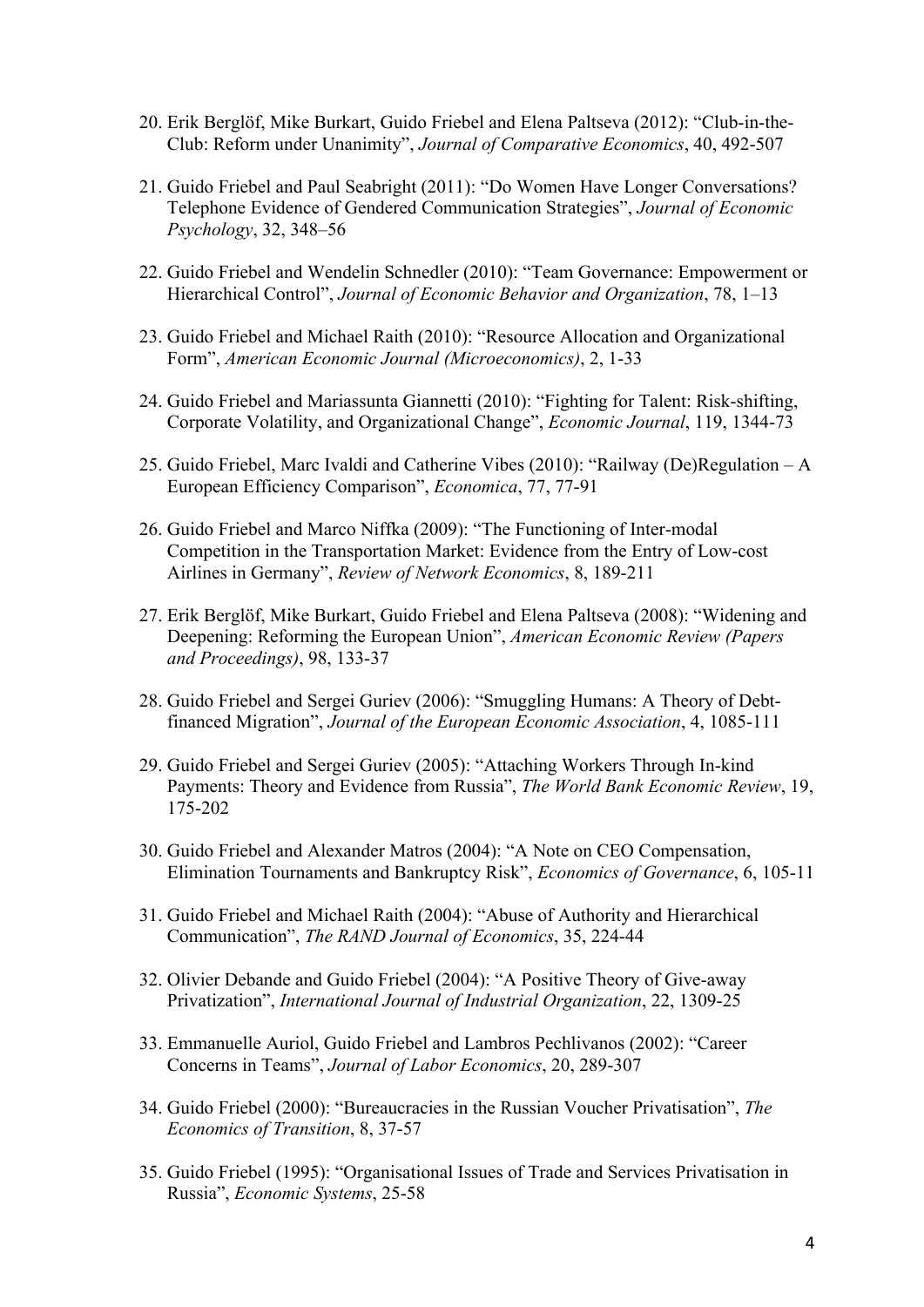20. Erik Berglöf, Mike Burkart, Guido Friebel and Elena Paltseva (2012): "Club-in-the-Club: Reform under Unanimity", *Journal of Comparative Economics*, 40, 492-507

21. Guido Friebel and Paul Seabright (2011): "Do Women Have Longer Conversations? Telephone Evidence of Gendered Communication Strategies", *Journal of Economic Psychology*, 32, 348–56

22. Guido Friebel and Wendelin Schnedler (2010): "Team Governance: Empowerment or Hierarchical Control", *Journal of Economic Behavior and Organization*, 78, 1–13

23. Guido Friebel and Michael Raith (2010): "Resource Allocation and Organizational Form", *American Economic Journal (Microeconomics)*, 2, 1-33

24. Guido Friebel and Mariassunta Giannetti (2010): "Fighting for Talent: Risk-shifting, Corporate Volatility, and Organizational Change", *Economic Journal*, 119, 1344-73

25. Guido Friebel, Marc Ivaldi and Catherine Vibes (2010): "Railway (De)Regulation – A European Efficiency Comparison", *Economica*, 77, 77-91

26. Guido Friebel and Marco Niffka (2009): "The Functioning of Inter-modal Competition in the Transportation Market: Evidence from the Entry of Low-cost Airlines in Germany", *Review of Network Economics*, 8, 189-211

27. Erik Berglöf, Mike Burkart, Guido Friebel and Elena Paltseva (2008): "Widening and Deepening: Reforming the European Union", *American Economic Review (Papers and Proceedings)*, 98, 133-37

28. Guido Friebel and Sergei Guriev (2006): "Smuggling Humans: A Theory of Debt-financed Migration", *Journal of the European Economic Association*, 4, 1085-111

29. Guido Friebel and Sergei Guriev (2005): "Attaching Workers Through In-kind Payments: Theory and Evidence from Russia", *The World Bank Economic Review*, 19, 175-202

30. Guido Friebel and Alexander Matros (2004): "A Note on CEO Compensation, Elimination Tournaments and Bankruptcy Risk", *Economics of Governance*, 6, 105-11

31. Guido Friebel and Michael Raith (2004): "Abuse of Authority and Hierarchical Communication", *The RAND Journal of Economics*, 35, 224-44

32. Olivier Debande and Guido Friebel (2004): "A Positive Theory of Give-away Privatization", *International Journal of Industrial Organization*, 22, 1309-25

33. Emmanuelle Auriol, Guido Friebel and Lambros Pechlivanos (2002): "Career Concerns in Teams", *Journal of Labor Economics*, 20, 289-307

34. Guido Friebel (2000): "Bureaucracies in the Russian Voucher Privatisation", *The Economics of Transition*, 8, 37-57

35. Guido Friebel (1995): "Organisational Issues of Trade and Services Privatisation in Russia", *Economic Systems*, 25-58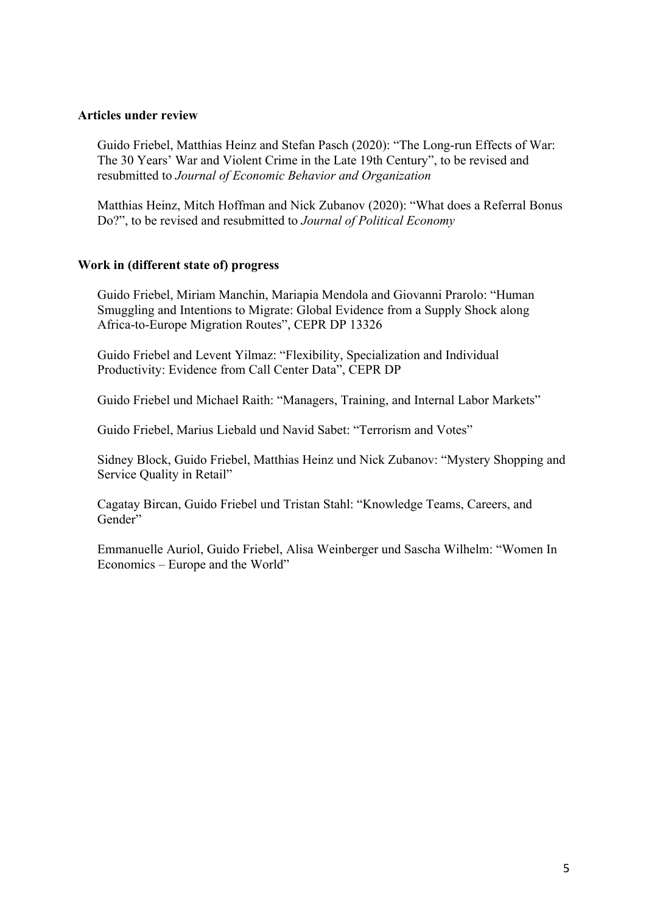**Articles under review**

Guido Friebel, Matthias Heinz and Stefan Pasch (2020): "The Long-run Effects of War: The 30 Years' War and Violent Crime in the Late 19th Century", to be revised and resubmitted to *Journal of Economic Behavior and Organization*

Matthias Heinz, Mitch Hoffman and Nick Zubanov (2020): "What does a Referral Bonus Do?", to be revised and resubmitted to *Journal of Political Economy*

**Work in (different state of) progress**

Guido Friebel, Miriam Manchin, Mariapia Mendola and Giovanni Prarolo: "Human Smuggling and Intentions to Migrate: Global Evidence from a Supply Shock along Africa-to-Europe Migration Routes", CEPR DP 13326

Guido Friebel and Levent Yilmaz: "Flexibility, Specialization and Individual Productivity: Evidence from Call Center Data", CEPR DP

Guido Friebel und Michael Raith: "Managers, Training, and Internal Labor Markets"

Guido Friebel, Marius Liebald und Navid Sabet: "Terrorism and Votes"

Sidney Block, Guido Friebel, Matthias Heinz und Nick Zubanov: "Mystery Shopping and Service Quality in Retail"

Cagatay Bircan, Guido Friebel und Tristan Stahl: "Knowledge Teams, Careers, and Gender"

Emmanuelle Auriol, Guido Friebel, Alisa Weinberger und Sascha Wilhelm: "Women In Economics – Europe and the World"